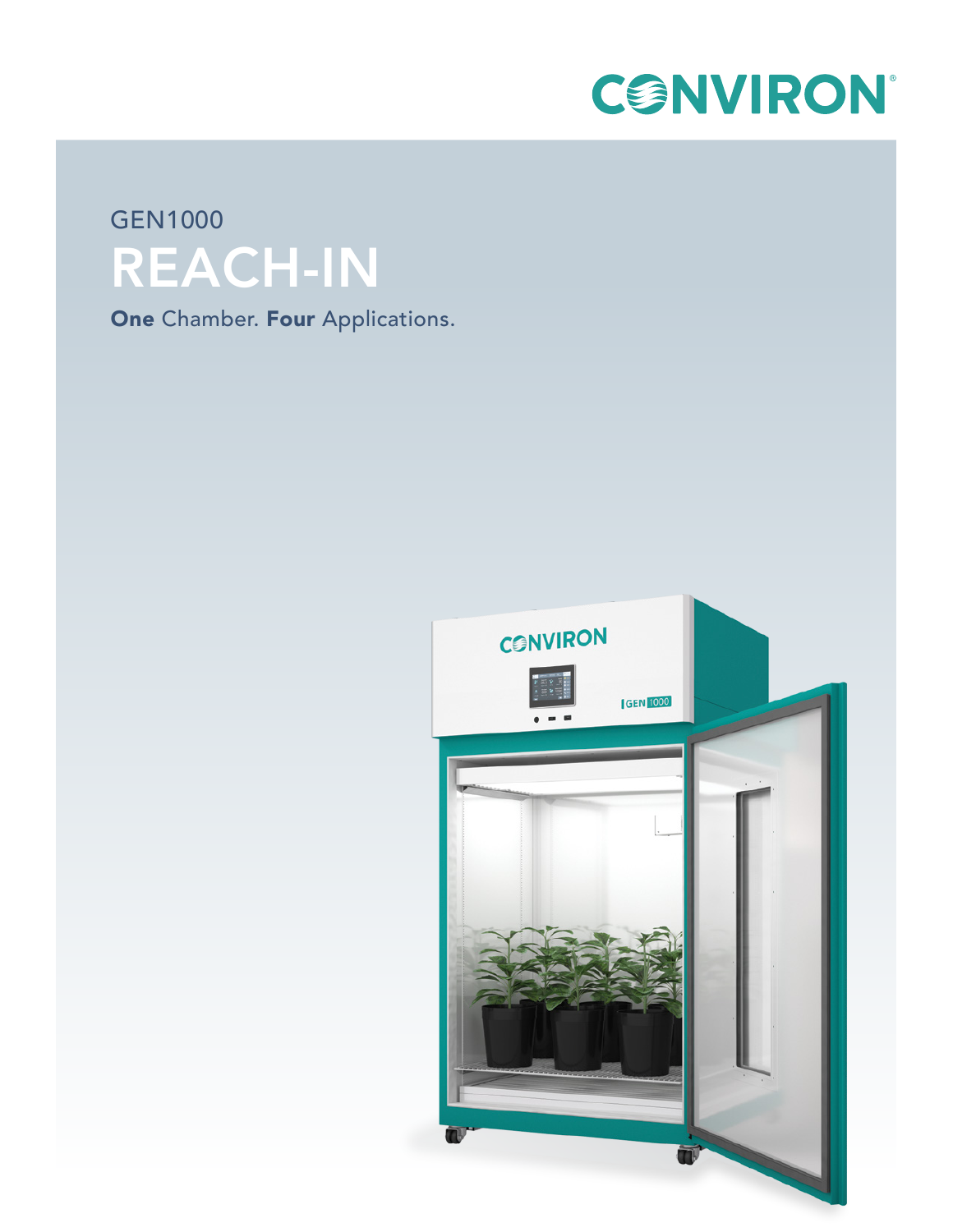CONVIRON

GEN1000

# REACH-IN

**One** Chamber. **Four** Applications.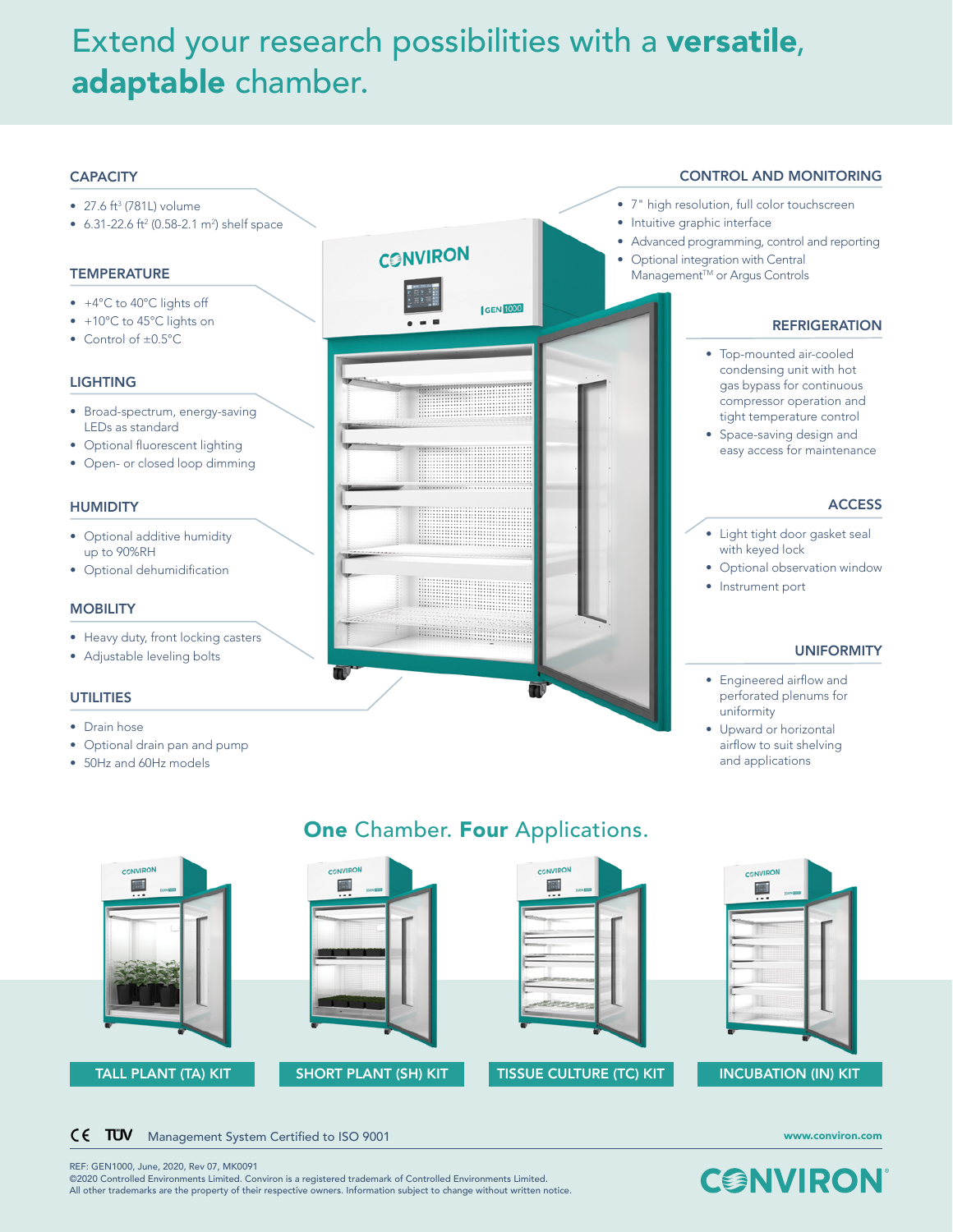# Extend your research possibilities with a **versatile**, **adaptable** chamber.

## CAPACITY

- 27.6 $ft^3$ (781L) volume
- 6.31-22.6 $ft^2$ (0.58-2.1 $m^2$) shelf space

## TEMPERATURE

- +4°C to 40°C lights off
- +10°C to 45°C lights on
- Control of ±0.5°C

## LIGHTING

- Broad-spectrum, energy-saving LEDs as standard
- Optional fluorescent lighting
- Open- or closed loop dimming

## HUMIDITY

- Optional additive humidity up to 90%RH
- Optional dehumidification

## MOBILITY

- Heavy duty, front locking casters
- Adjustable leveling bolts

## UTILITIES

- Drain hose
- Optional drain pan and pump
- 50Hz and 60Hz models

## CONTROL AND MONITORING

- 7" high resolution, full color touchscreen
- Intuitive graphic interface
- Advanced programming, control and reporting
- Optional integration with Central Management™ or Argus Controls

## REFRIGERATION

- Top-mounted air-cooled condensing unit with hot gas bypass for continuous compressor operation and tight temperature control
- Space-saving design and easy access for maintenance

## ACCESS

- Light tight door gasket seal with keyed lock
- Optional observation window
- Instrument port

## UNIFORMITY

- Engineered airflow and perforated plenums for uniformity
- Upward or horizontal airflow to suit shelving and applications

## **One** Chamber. **Four** Applications.

TALL PLANT (TA) KIT

SHORT PLANT (SH) KIT

TISSUE CULTURE (TC) KIT

INCUBATION (IN) KIT

CE TÜV Management System Certified to ISO 9001

www.conviron.com

REF: GEN1000, June, 2020, Rev 07, MK0091
©2020 Controlled Environments Limited. Conviron is a registered trademark of Controlled Environments Limited.
All other trademarks are the property of their respective owners. Information subject to change without written notice.

CONVIRON®